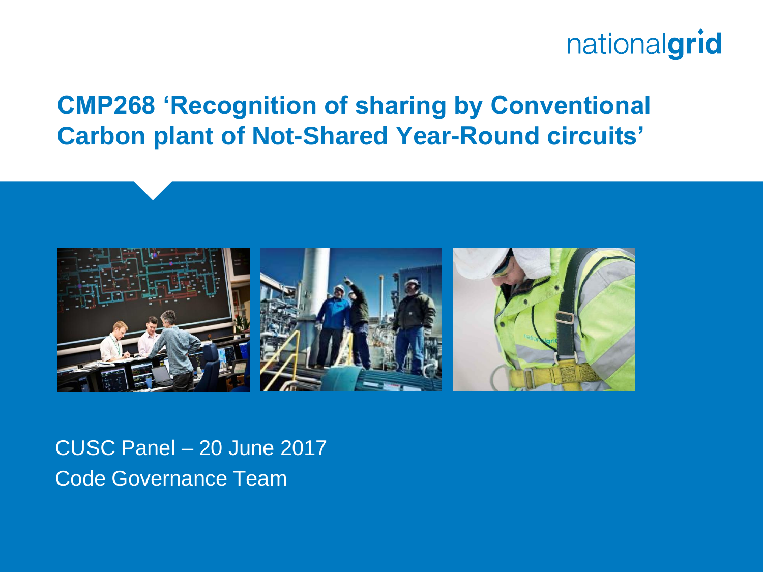# CMP268 'Recognition of sharing by Conventional Carbon plant of Not-Shared Year-Round circuits'

CUSC Panel – 20 June 2017

Code Governance Team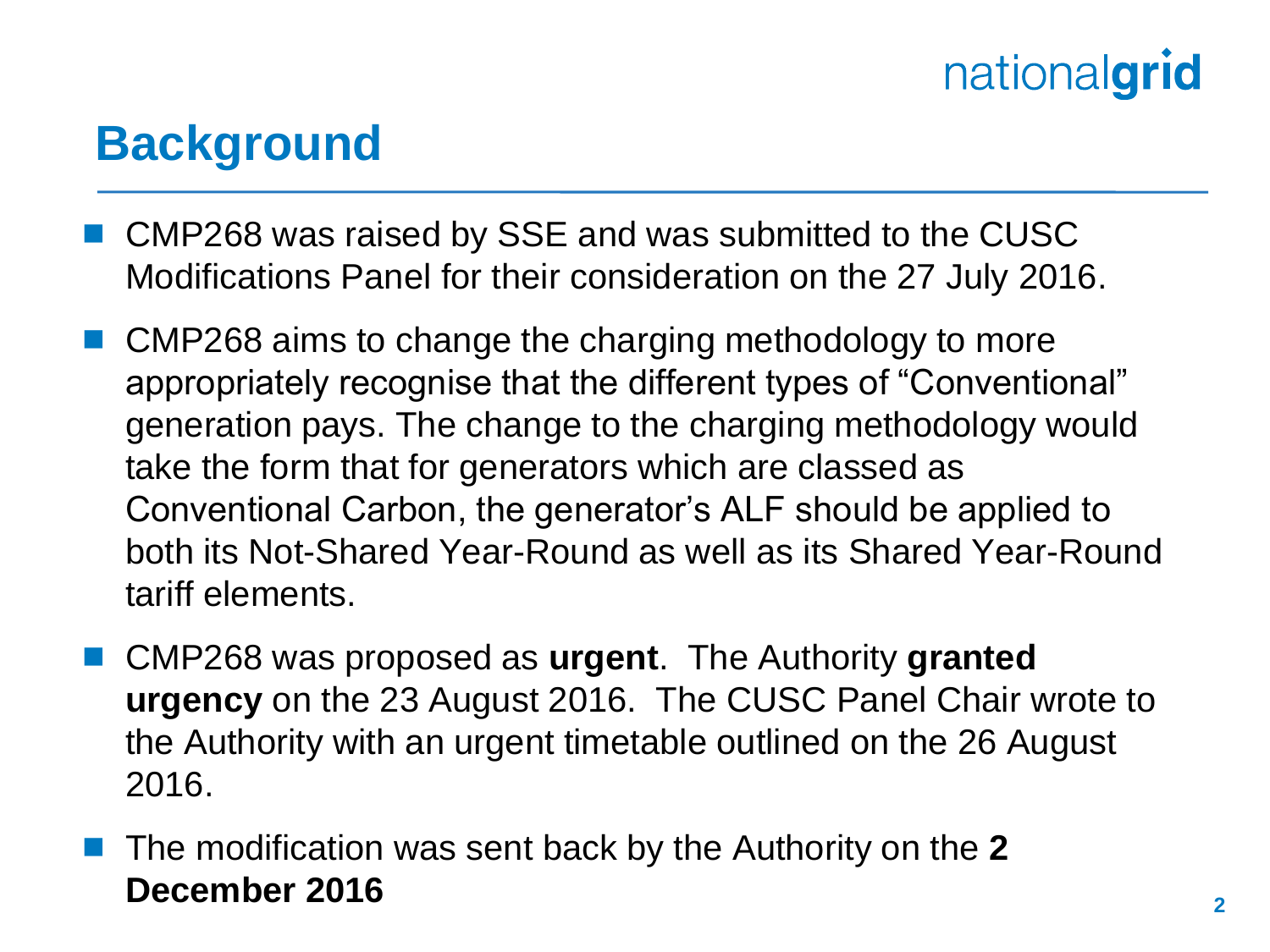# Background

- CMP268 was raised by SSE and was submitted to the CUSC Modifications Panel for their consideration on the 27 July 2016.
- CMP268 aims to change the charging methodology to more appropriately recognise that the different types of "Conventional" generation pays. The change to the charging methodology would take the form that for generators which are classed as Conventional Carbon, the generator's ALF should be applied to both its Not-Shared Year-Round as well as its Shared Year-Round tariff elements.
- CMP268 was proposed as **urgent**. The Authority **granted urgency** on the 23 August 2016. The CUSC Panel Chair wrote to the Authority with an urgent timetable outlined on the 26 August 2016.
- The modification was sent back by the Authority on the **2 December 2016**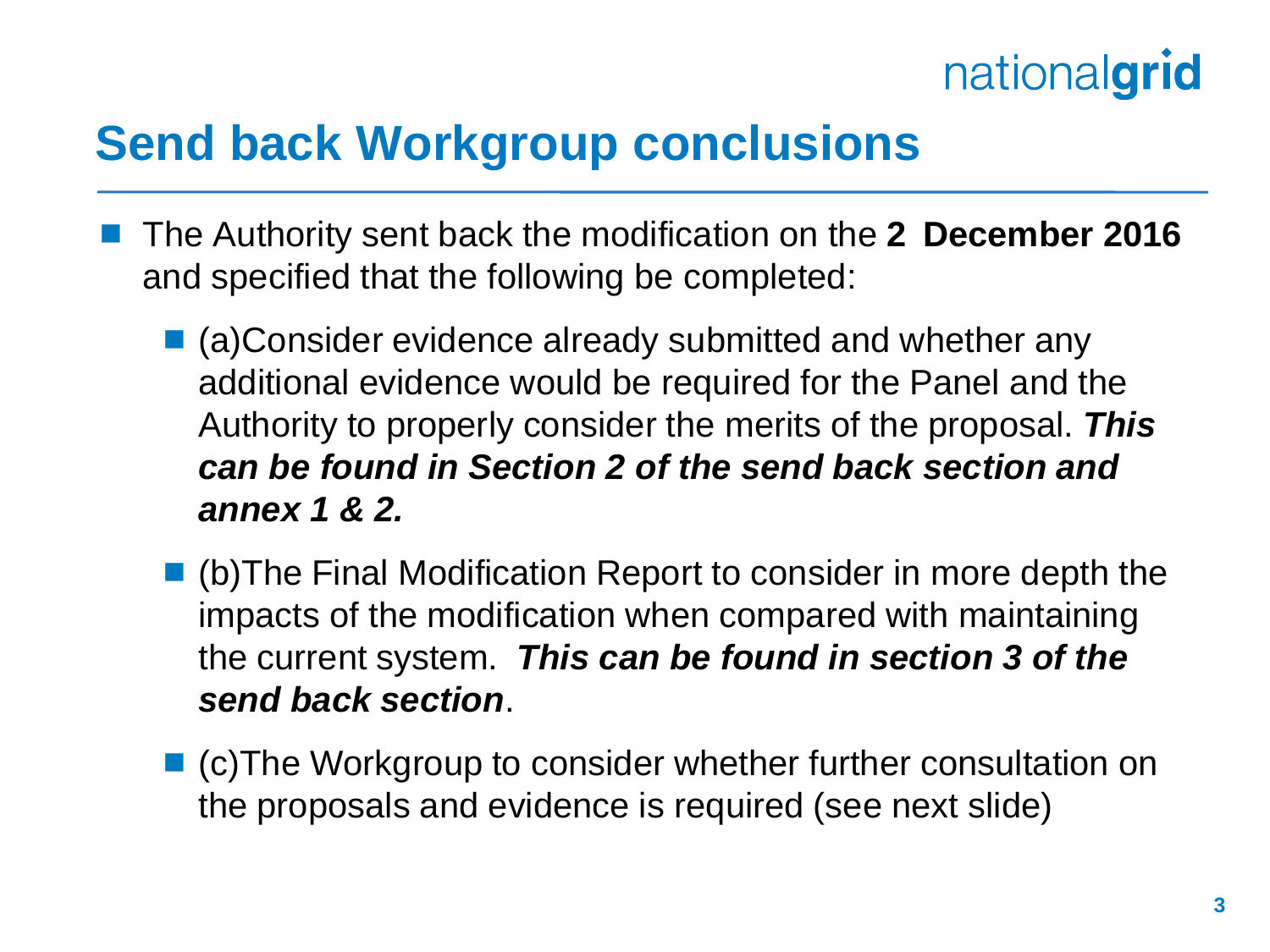# Send back Workgroup conclusions

- The Authority sent back the modification on the **2 December 2016** and specified that the following be completed:
  - (a)Consider evidence already submitted and whether any additional evidence would be required for the Panel and the Authority to properly consider the merits of the proposal. ***This can be found in Section 2 of the send back section and annex 1 & 2.***
  - (b)The Final Modification Report to consider in more depth the impacts of the modification when compared with maintaining the current system. ***This can be found in section 3 of the send back section***.
  - (c)The Workgroup to consider whether further consultation on the proposals and evidence is required (see next slide)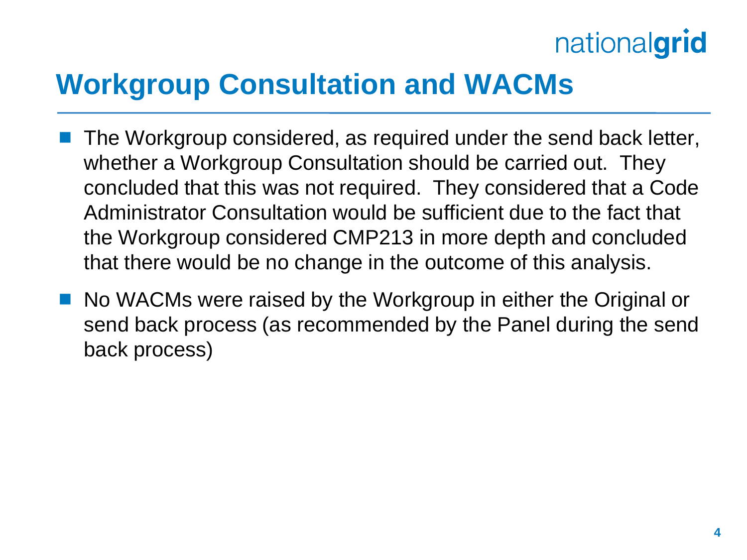# Workgroup Consultation and WACMs

- The Workgroup considered, as required under the send back letter, whether a Workgroup Consultation should be carried out. They concluded that this was not required. They considered that a Code Administrator Consultation would be sufficient due to the fact that the Workgroup considered CMP213 in more depth and concluded that there would be no change in the outcome of this analysis.
- No WACMs were raised by the Workgroup in either the Original or send back process (as recommended by the Panel during the send back process)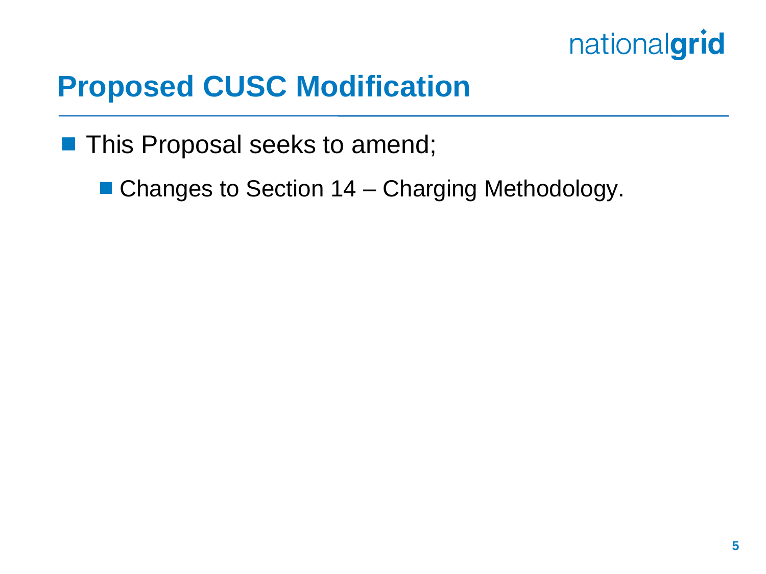# Proposed CUSC Modification

- This Proposal seeks to amend;
  - Changes to Section 14 – Charging Methodology.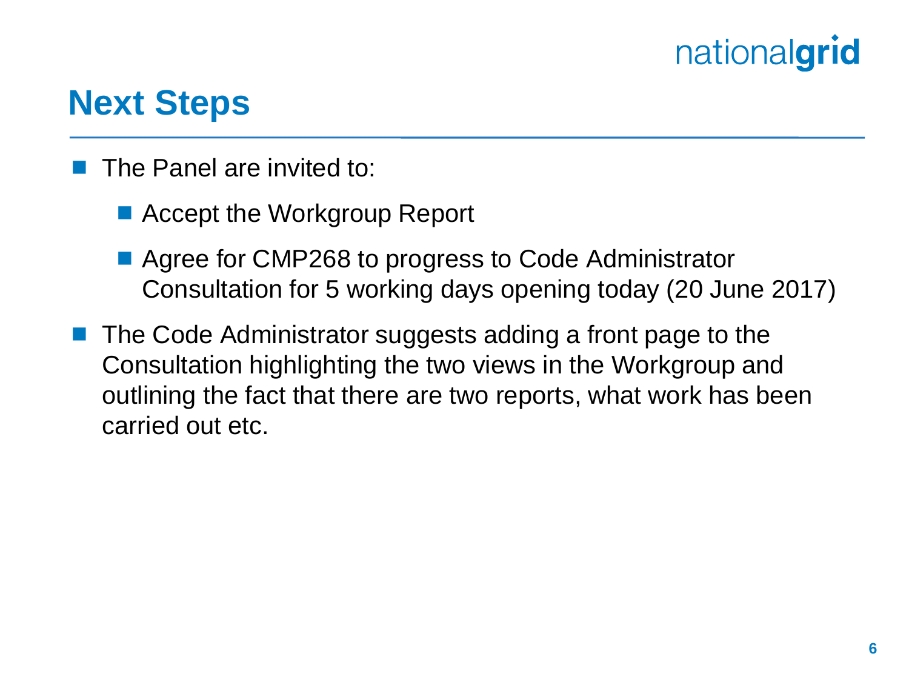## Next Steps

- The Panel are invited to:
  - Accept the Workgroup Report
  - Agree for CMP268 to progress to Code Administrator Consultation for 5 working days opening today (20 June 2017)
- The Code Administrator suggests adding a front page to the Consultation highlighting the two views in the Workgroup and outlining the fact that there are two reports, what work has been carried out etc.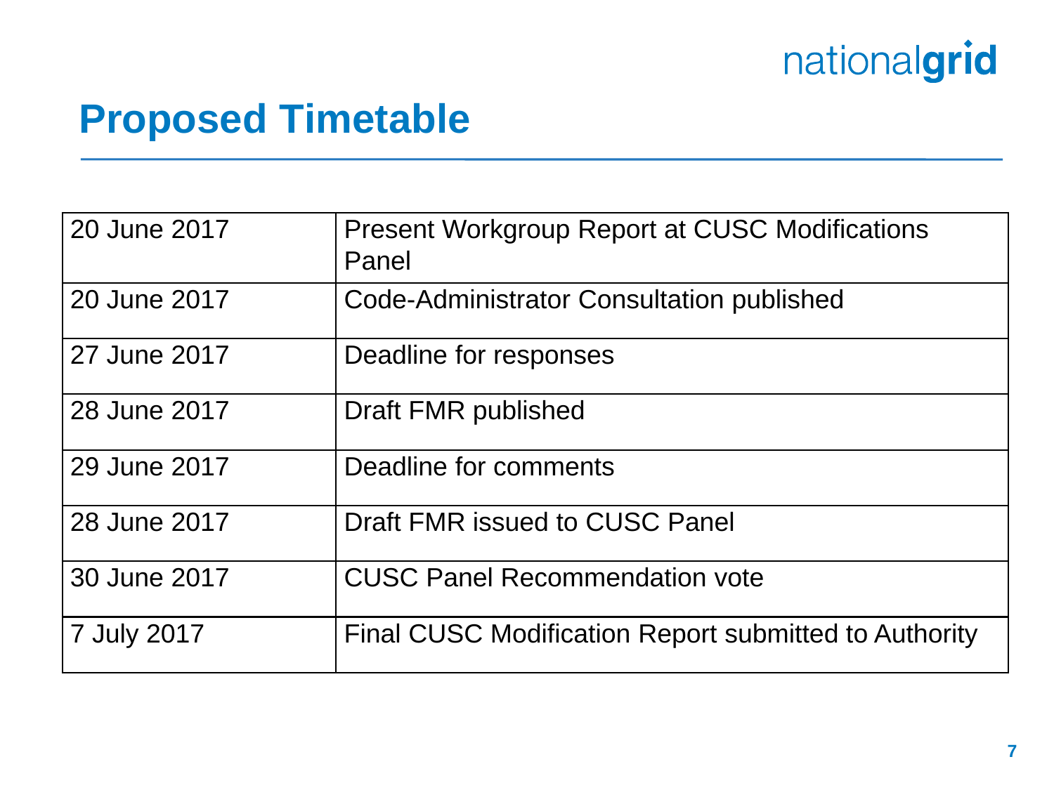nationalgrid

# Proposed Timetable

| | |
|---|---|
| 20 June 2017 | Present Workgroup Report at CUSC Modifications Panel |
| 20 June 2017 | Code-Administrator Consultation published |
| 27 June 2017 | Deadline for responses |
| 28 June 2017 | Draft FMR published |
| 29 June 2017 | Deadline for comments |
| 28 June 2017 | Draft FMR issued to CUSC Panel |
| 30 June 2017 | CUSC Panel Recommendation vote |
| 7 July 2017 | Final CUSC Modification Report submitted to Authority |